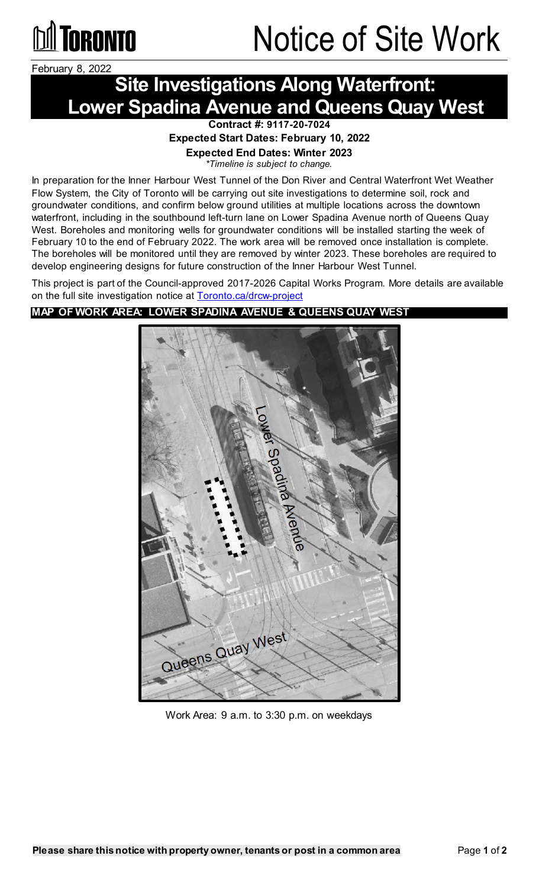TORONTO

# Notice of Site Work

February 8, 2022

## Site Investigations Along Waterfront: Lower Spadina Avenue and Queens Quay West

**Contract #: 9117-20-7024**

**Expected Start Dates: February 10, 2022**

**Expected End Dates: Winter 2023**

*\*Timeline is subject to change.*

In preparation for the Inner Harbour West Tunnel of the Don River and Central Waterfront Wet Weather Flow System, the City of Toronto will be carrying out site investigations to determine soil, rock and groundwater conditions, and confirm below ground utilities at multiple locations across the downtown waterfront, including in the southbound left-turn lane on Lower Spadina Avenue north of Queens Quay West. Boreholes and monitoring wells for groundwater conditions will be installed starting the week of February 10 to the end of February 2022. The work area will be removed once installation is complete. The boreholes will be monitored until they are removed by winter 2023. These boreholes are required to develop engineering designs for future construction of the Inner Harbour West Tunnel.

This project is part of the Council-approved 2017-2026 Capital Works Program. More details are available on the full site investigation notice at Toronto.ca/drcw-project

**MAP OF WORK AREA: LOWER SPADINA AVENUE & QUEENS QUAY WEST**

Lower Spadina Avenue

Queens Quay West

Work Area: 9 a.m. to 3:30 p.m. on weekdays

**Please share this notice with property owner, tenants or post in a common area**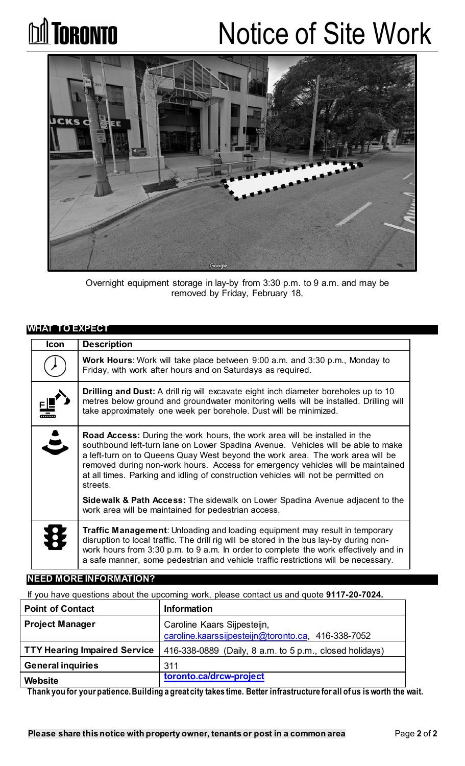# Notice of Site Work

Overnight equipment storage in lay-by from 3:30 p.m. to 9 a.m. and may be removed by Friday, February 18.

## WHAT TO EXPECT

| Icon | Description |
|---|---|
| | **Work Hours**: Work will take place between 9:00 a.m. and 3:30 p.m., Monday to Friday, with work after hours and on Saturdays as required. |
| | **Drilling and Dust:** A drill rig will excavate eight inch diameter boreholes up to 10 metres below ground and groundwater monitoring wells will be installed. Drilling will take approximately one week per borehole. Dust will be minimized. |
| | **Road Access:** During the work hours, the work area will be installed in the southbound left-turn lane on Lower Spadina Avenue. Vehicles will be able to make a left-turn on to Queens Quay West beyond the work area. The work area will be removed during non-work hours. Access for emergency vehicles will be maintained at all times. Parking and idling of construction vehicles will not be permitted on streets.<br><br>**Sidewalk & Path Access:** The sidewalk on Lower Spadina Avenue adjacent to the work area will be maintained for pedestrian access. |
| | **Traffic Management**: Unloading and loading equipment may result in temporary disruption to local traffic. The drill rig will be stored in the bus lay-by during non-work hours from 3:30 p.m. to 9 a.m. In order to complete the work effectively and in a safe manner, some pedestrian and vehicle traffic restrictions will be necessary. |

## NEED MORE INFORMATION?

If you have questions about the upcoming work, please contact us and quote **9117-20-7024.**

| Point of Contact | Information |
|---|---|
| **Project Manager** | Caroline Kaars Sijpesteijn, caroline.kaarssijpesteijn@toronto.ca, 416-338-7052 |
| **TTY Hearing Impaired Service** | 416-338-0889 (Daily, 8 a.m. to 5 p.m., closed holidays) |
| **General inquiries** | 311 |
| **Website** | **toronto.ca/drcw-project** |

**Thank you for your patience. Building a great city takes time. Better infrastructure for all of us is worth the wait.**

**Please share this notice with property owner, tenants or post in a common area**